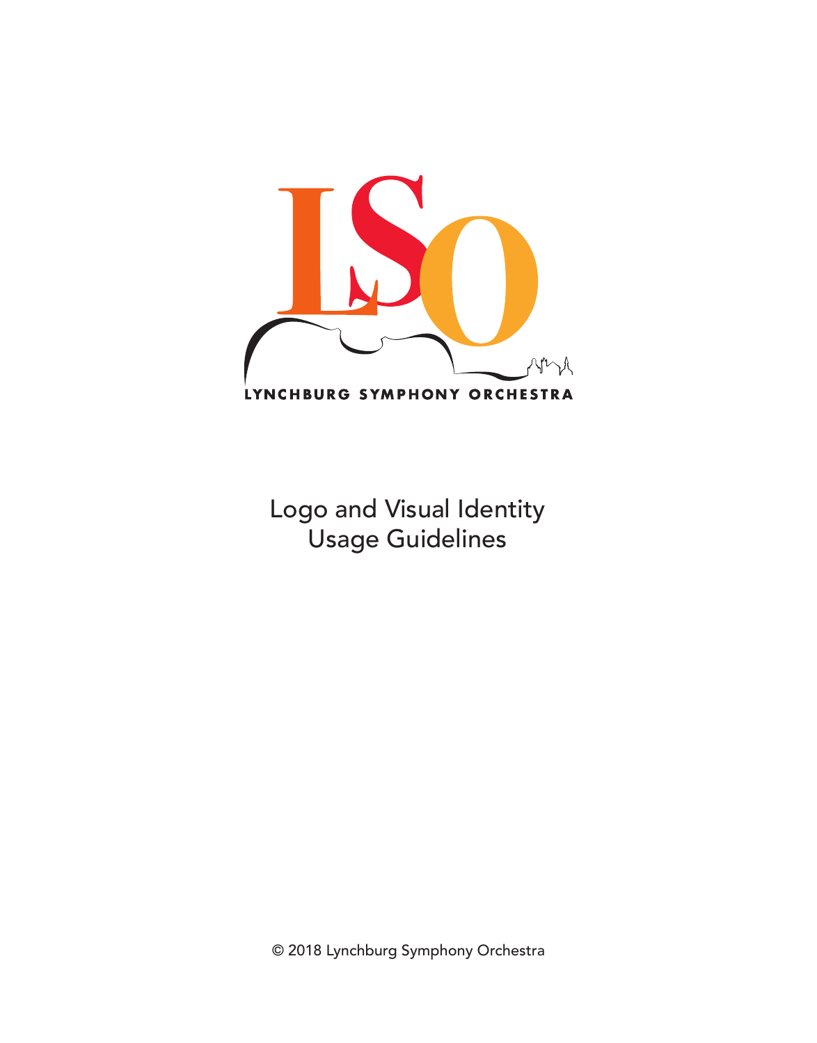LYNCHBURG SYMPHONY ORCHESTRA

# Logo and Visual Identity Usage Guidelines

© 2018 Lynchburg Symphony Orchestra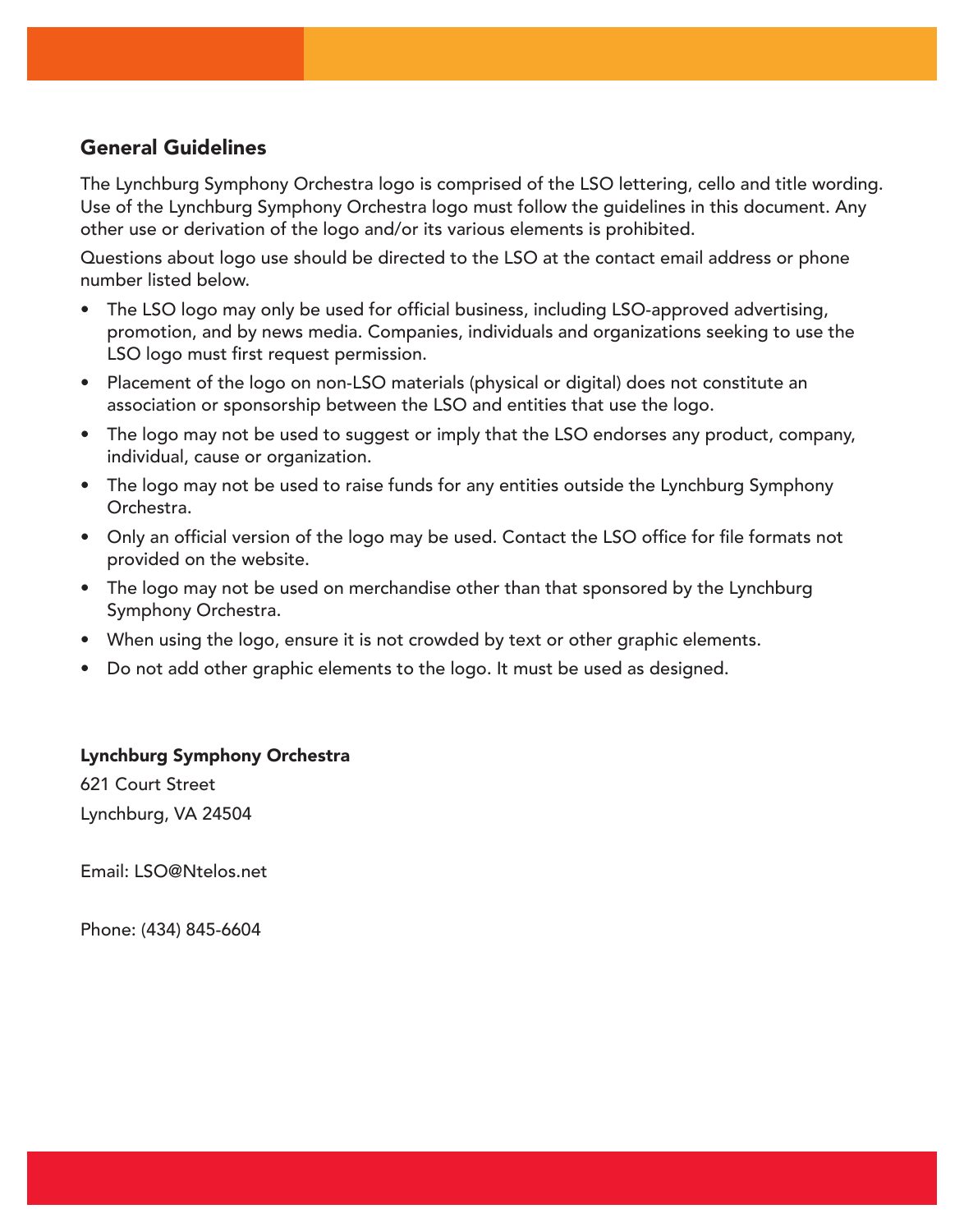## General Guidelines

The Lynchburg Symphony Orchestra logo is comprised of the LSO lettering, cello and title wording. Use of the Lynchburg Symphony Orchestra logo must follow the guidelines in this document. Any other use or derivation of the logo and/or its various elements is prohibited.

Questions about logo use should be directed to the LSO at the contact email address or phone number listed below.

- The LSO logo may only be used for official business, including LSO-approved advertising, promotion, and by news media. Companies, individuals and organizations seeking to use the LSO logo must first request permission.
- Placement of the logo on non-LSO materials (physical or digital) does not constitute an association or sponsorship between the LSO and entities that use the logo.
- The logo may not be used to suggest or imply that the LSO endorses any product, company, individual, cause or organization.
- The logo may not be used to raise funds for any entities outside the Lynchburg Symphony Orchestra.
- Only an official version of the logo may be used. Contact the LSO office for file formats not provided on the website.
- The logo may not be used on merchandise other than that sponsored by the Lynchburg Symphony Orchestra.
- When using the logo, ensure it is not crowded by text or other graphic elements.
- Do not add other graphic elements to the logo. It must be used as designed.

**Lynchburg Symphony Orchestra**

621 Court Street

Lynchburg, VA 24504

Email: LSO@Ntelos.net

Phone: (434) 845-6604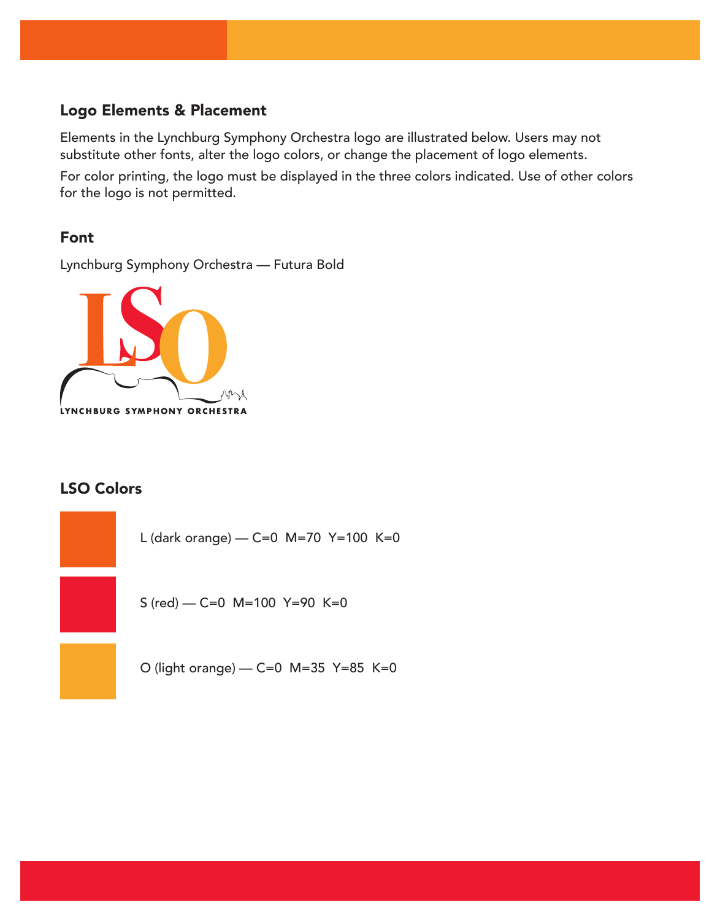## Logo Elements & Placement

Elements in the Lynchburg Symphony Orchestra logo are illustrated below. Users may not substitute other fonts, alter the logo colors, or change the placement of logo elements.

For color printing, the logo must be displayed in the three colors indicated. Use of other colors for the logo is not permitted.

## Font

Lynchburg Symphony Orchestra — Futura Bold

LSO

LYNCHBURG SYMPHONY ORCHESTRA

## LSO Colors

L (dark orange) — C=0 M=70 Y=100 K=0

S (red) — C=0 M=100 Y=90 K=0

O (light orange) — C=0 M=35 Y=85 K=0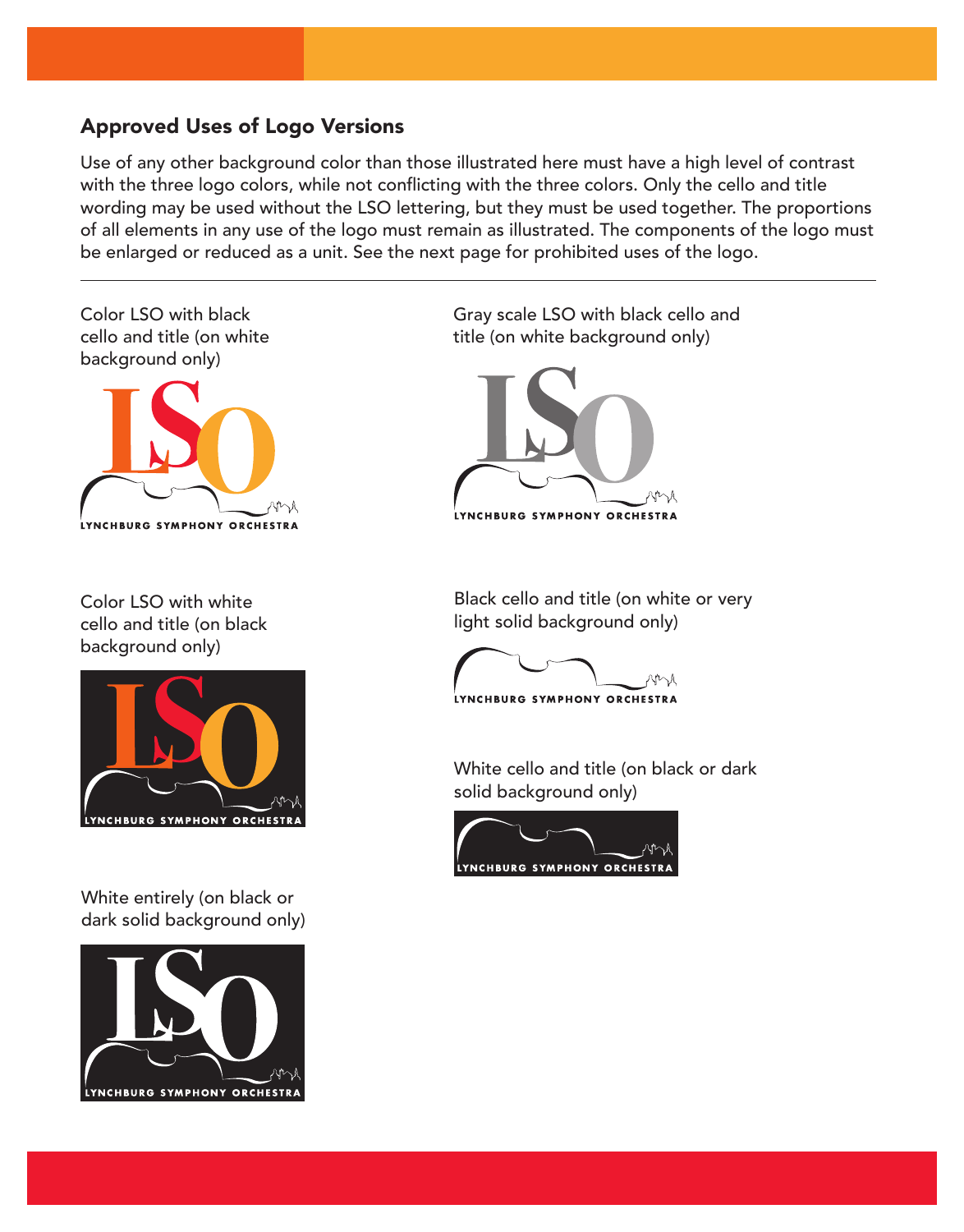## Approved Uses of Logo Versions

Use of any other background color than those illustrated here must have a high level of contrast with the three logo colors, while not conflicting with the three colors. Only the cello and title wording may be used without the LSO lettering, but they must be used together. The proportions of all elements in any use of the logo must remain as illustrated. The components of the logo must be enlarged or reduced as a unit. See the next page for prohibited uses of the logo.

---

Color LSO with black cello and title (on white background only)

LYNCHBURG SYMPHONY ORCHESTRA

Gray scale LSO with black cello and title (on white background only)

LYNCHBURG SYMPHONY ORCHESTRA

Color LSO with white cello and title (on black background only)

LYNCHBURG SYMPHONY ORCHESTRA

Black cello and title (on white or very light solid background only)

LYNCHBURG SYMPHONY ORCHESTRA

White cello and title (on black or dark solid background only)

LYNCHBURG SYMPHONY ORCHESTRA

White entirely (on black or dark solid background only)

LYNCHBURG SYMPHONY ORCHESTRA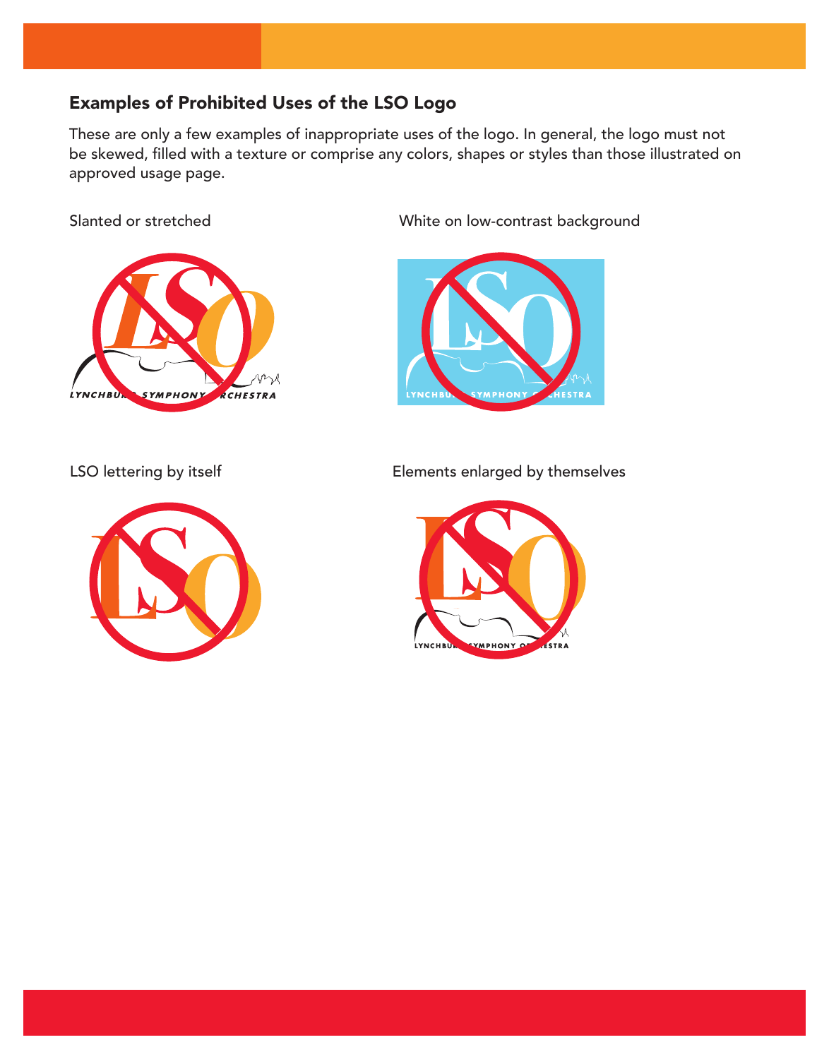## Examples of Prohibited Uses of the LSO Logo

These are only a few examples of inappropriate uses of the logo. In general, the logo must not be skewed, filled with a texture or comprise any colors, shapes or styles than those illustrated on approved usage page.

Slanted or stretched

White on low-contrast background

LSO lettering by itself

Elements enlarged by themselves